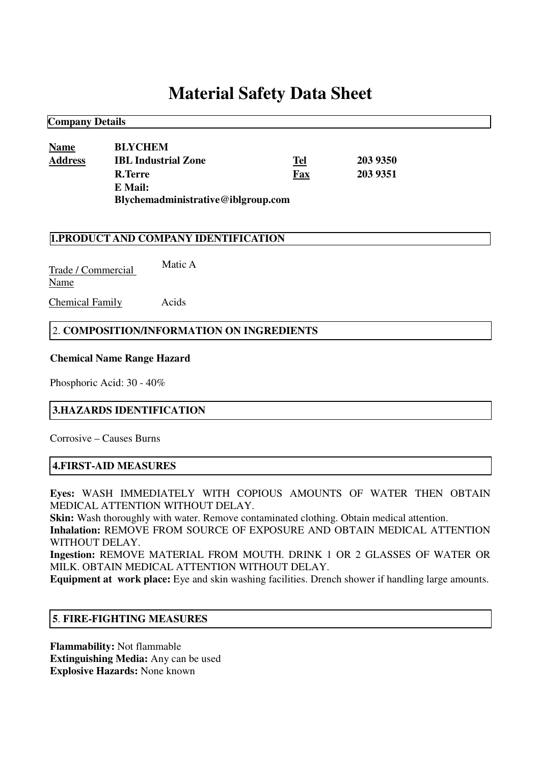# Material Safety Data Sheet

## Company Details

| | | | |
|---|---|---|---|
| **Name** | **BLYCHEM** | | |
| **Address** | **IBL Industrial Zone** | **Tel** | **203 9350** |
| | **R.Terre** | **Fax** | **203 9351** |
| | **E Mail: Blychemadministrative@iblgroup.com** | | |

## 1.PRODUCT AND COMPANY IDENTIFICATION

Trade / Commercial Name: Matic A

Chemical Family: Acids

## 2. COMPOSITION/INFORMATION ON INGREDIENTS

**Chemical Name Range Hazard**

Phosphoric Acid: 30 - 40%

## 3.HAZARDS IDENTIFICATION

Corrosive – Causes Burns

## 4.FIRST-AID MEASURES

**Eyes:** WASH IMMEDIATELY WITH COPIOUS AMOUNTS OF WATER THEN OBTAIN MEDICAL ATTENTION WITHOUT DELAY.
**Skin:** Wash thoroughly with water. Remove contaminated clothing. Obtain medical attention.
**Inhalation:** REMOVE FROM SOURCE OF EXPOSURE AND OBTAIN MEDICAL ATTENTION WITHOUT DELAY.
**Ingestion:** REMOVE MATERIAL FROM MOUTH. DRINK 1 OR 2 GLASSES OF WATER OR MILK. OBTAIN MEDICAL ATTENTION WITHOUT DELAY.
**Equipment at work place:** Eye and skin washing facilities. Drench shower if handling large amounts.

## 5. FIRE-FIGHTING MEASURES

**Flammability:** Not flammable
**Extinguishing Media:** Any can be used
**Explosive Hazards:** None known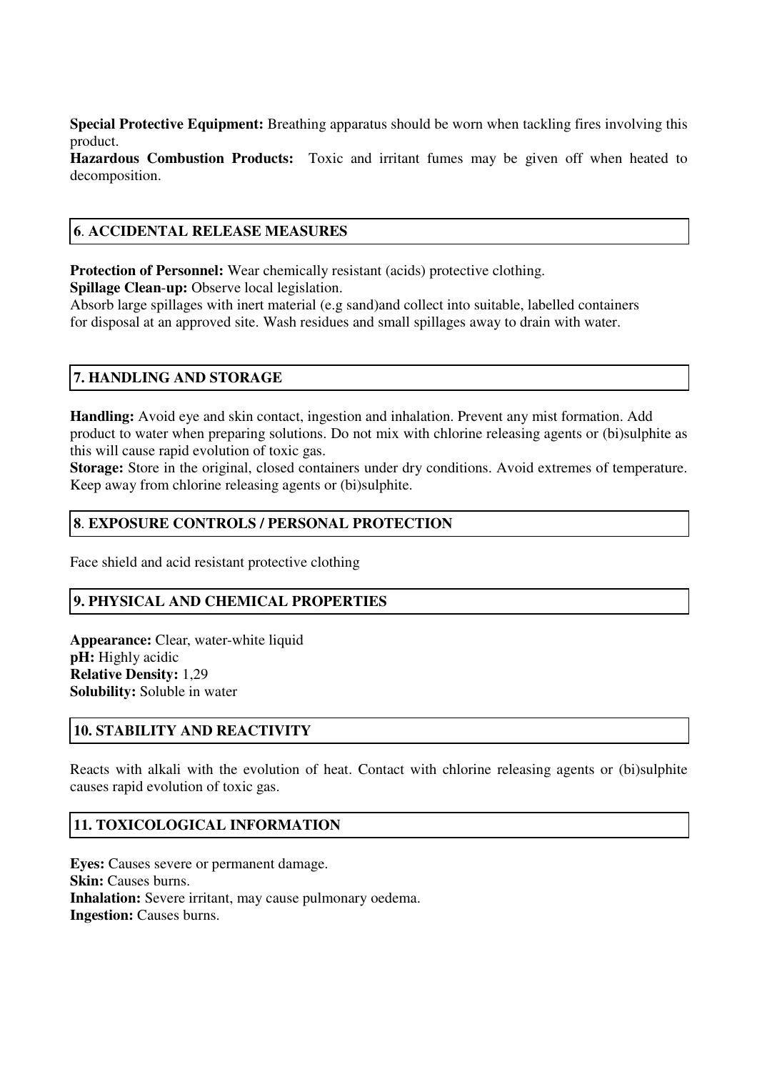**Special Protective Equipment:** Breathing apparatus should be worn when tackling fires involving this product.

**Hazardous Combustion Products:** Toxic and irritant fumes may be given off when heated to decomposition.

## 6. ACCIDENTAL RELEASE MEASURES

**Protection of Personnel:** Wear chemically resistant (acids) protective clothing.

**Spillage Clean-up:** Observe local legislation.

Absorb large spillages with inert material (e.g sand)and collect into suitable, labelled containers for disposal at an approved site. Wash residues and small spillages away to drain with water.

## 7. HANDLING AND STORAGE

**Handling:** Avoid eye and skin contact, ingestion and inhalation. Prevent any mist formation. Add product to water when preparing solutions. Do not mix with chlorine releasing agents or (bi)sulphite as this will cause rapid evolution of toxic gas.

**Storage:** Store in the original, closed containers under dry conditions. Avoid extremes of temperature. Keep away from chlorine releasing agents or (bi)sulphite.

## 8. EXPOSURE CONTROLS / PERSONAL PROTECTION

Face shield and acid resistant protective clothing

## 9. PHYSICAL AND CHEMICAL PROPERTIES

**Appearance:** Clear, water-white liquid

**pH:** Highly acidic

**Relative Density:** 1,29

**Solubility:** Soluble in water

## 10. STABILITY AND REACTIVITY

Reacts with alkali with the evolution of heat. Contact with chlorine releasing agents or (bi)sulphite causes rapid evolution of toxic gas.

## 11. TOXICOLOGICAL INFORMATION

**Eyes:** Causes severe or permanent damage.

**Skin:** Causes burns.

**Inhalation:** Severe irritant, may cause pulmonary oedema.

**Ingestion:** Causes burns.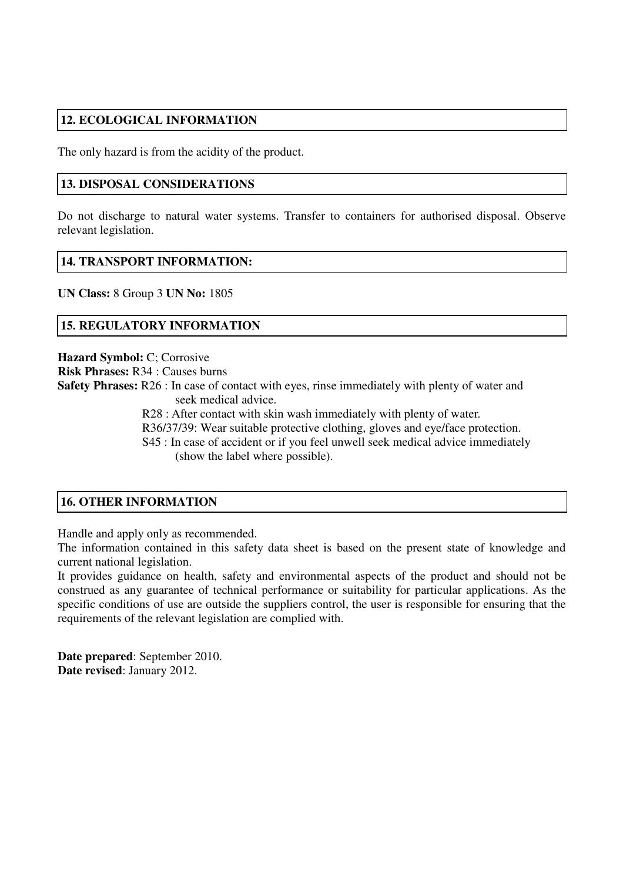## 12. ECOLOGICAL INFORMATION

The only hazard is from the acidity of the product.

## 13. DISPOSAL CONSIDERATIONS

Do not discharge to natural water systems. Transfer to containers for authorised disposal. Observe relevant legislation.

## 14. TRANSPORT INFORMATION:

**UN Class:** 8 Group 3 **UN No:** 1805

## 15. REGULATORY INFORMATION

**Hazard Symbol:** C; Corrosive
**Risk Phrases:** R34 : Causes burns
**Safety Phrases:** R26 : In case of contact with eyes, rinse immediately with plenty of water and seek medical advice.
R28 : After contact with skin wash immediately with plenty of water.
R36/37/39: Wear suitable protective clothing, gloves and eye/face protection.
S45 : In case of accident or if you feel unwell seek medical advice immediately (show the label where possible).

## 16. OTHER INFORMATION

Handle and apply only as recommended.
The information contained in this safety data sheet is based on the present state of knowledge and current national legislation.
It provides guidance on health, safety and environmental aspects of the product and should not be construed as any guarantee of technical performance or suitability for particular applications. As the specific conditions of use are outside the suppliers control, the user is responsible for ensuring that the requirements of the relevant legislation are complied with.

**Date prepared**: September 2010.
**Date revised**: January 2012.